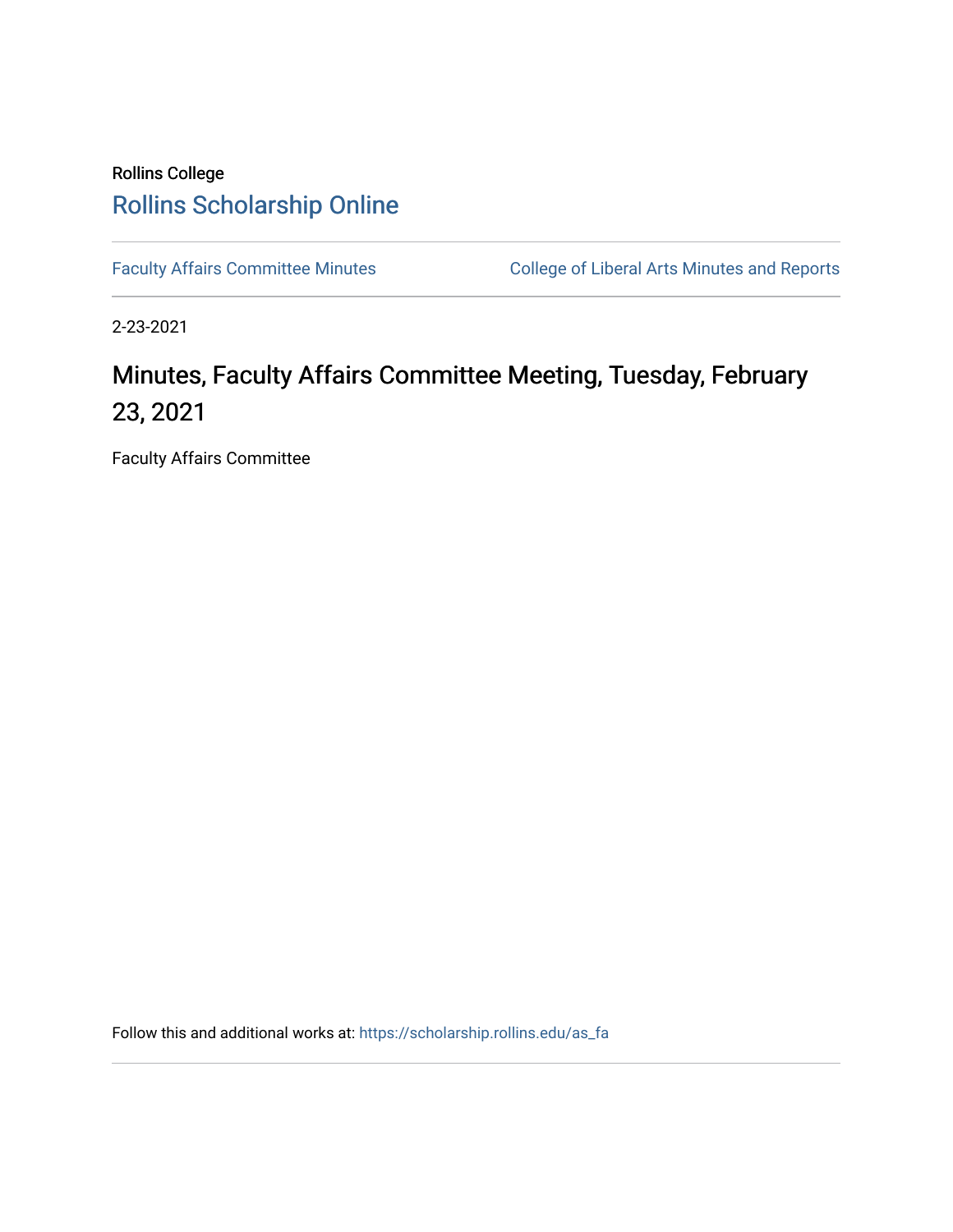Rollins College

Rollins Scholarship Online

Faculty Affairs Committee Minutes | College of Liberal Arts Minutes and Reports

2-23-2021

# Minutes, Faculty Affairs Committee Meeting, Tuesday, February 23, 2021

Faculty Affairs Committee

Follow this and additional works at: https://scholarship.rollins.edu/as_fa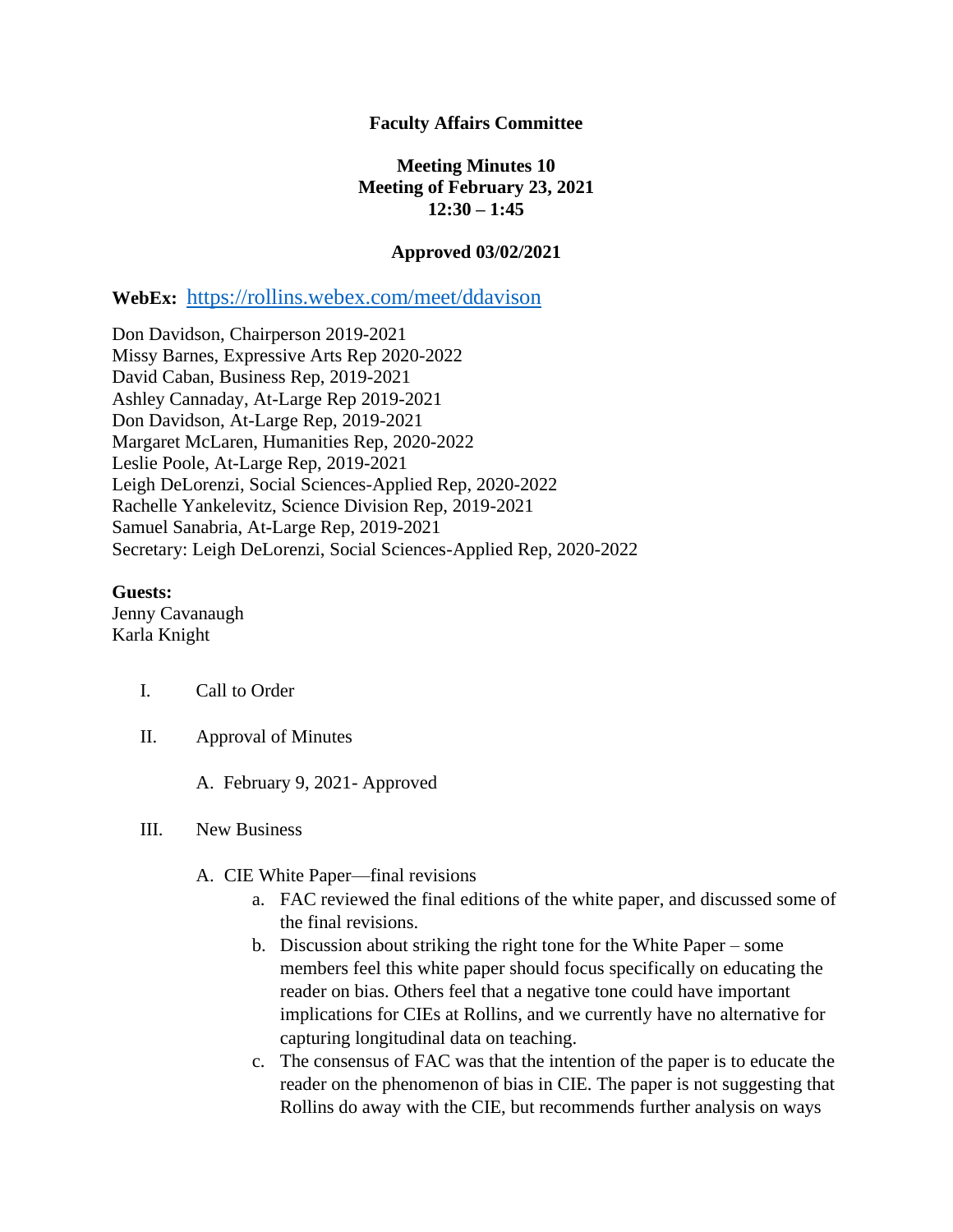**Faculty Affairs Committee**

**Meeting Minutes 10**
**Meeting of February 23, 2021**
**12:30 – 1:45**

**Approved 03/02/2021**

**WebEx:** https://rollins.webex.com/meet/ddavison

Don Davidson, Chairperson 2019-2021
Missy Barnes, Expressive Arts Rep 2020-2022
David Caban, Business Rep, 2019-2021
Ashley Cannaday, At-Large Rep 2019-2021
Don Davidson, At-Large Rep, 2019-2021
Margaret McLaren, Humanities Rep, 2020-2022
Leslie Poole, At-Large Rep, 2019-2021
Leigh DeLorenzi, Social Sciences-Applied Rep, 2020-2022
Rachelle Yankelevitz, Science Division Rep, 2019-2021
Samuel Sanabria, At-Large Rep, 2019-2021
Secretary: Leigh DeLorenzi, Social Sciences-Applied Rep, 2020-2022

**Guests:**
Jenny Cavanaugh
Karla Knight

I. Call to Order

II. Approval of Minutes

   A. February 9, 2021- Approved

III. New Business

   A. CIE White Paper—final revisions
      a. FAC reviewed the final editions of the white paper, and discussed some of the final revisions.
      b. Discussion about striking the right tone for the White Paper – some members feel this white paper should focus specifically on educating the reader on bias. Others feel that a negative tone could have important implications for CIEs at Rollins, and we currently have no alternative for capturing longitudinal data on teaching.
      c. The consensus of FAC was that the intention of the paper is to educate the reader on the phenomenon of bias in CIE. The paper is not suggesting that Rollins do away with the CIE, but recommends further analysis on ways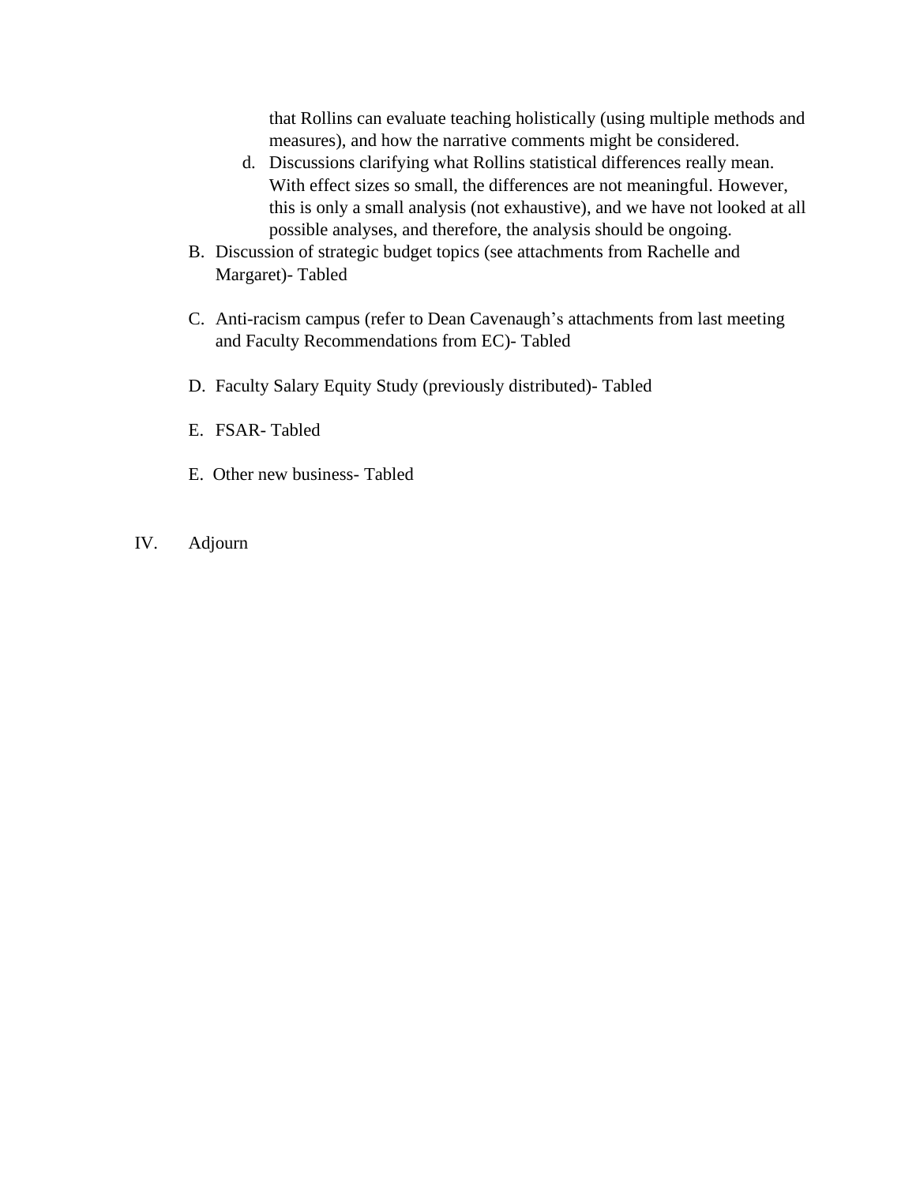that Rollins can evaluate teaching holistically (using multiple methods and measures), and how the narrative comments might be considered.

d. Discussions clarifying what Rollins statistical differences really mean. With effect sizes so small, the differences are not meaningful. However, this is only a small analysis (not exhaustive), and we have not looked at all possible analyses, and therefore, the analysis should be ongoing.

B. Discussion of strategic budget topics (see attachments from Rachelle and Margaret)- Tabled

C. Anti-racism campus (refer to Dean Cavenaugh's attachments from last meeting and Faculty Recommendations from EC)- Tabled

D. Faculty Salary Equity Study (previously distributed)- Tabled

E. FSAR- Tabled

E. Other new business- Tabled

IV. Adjourn